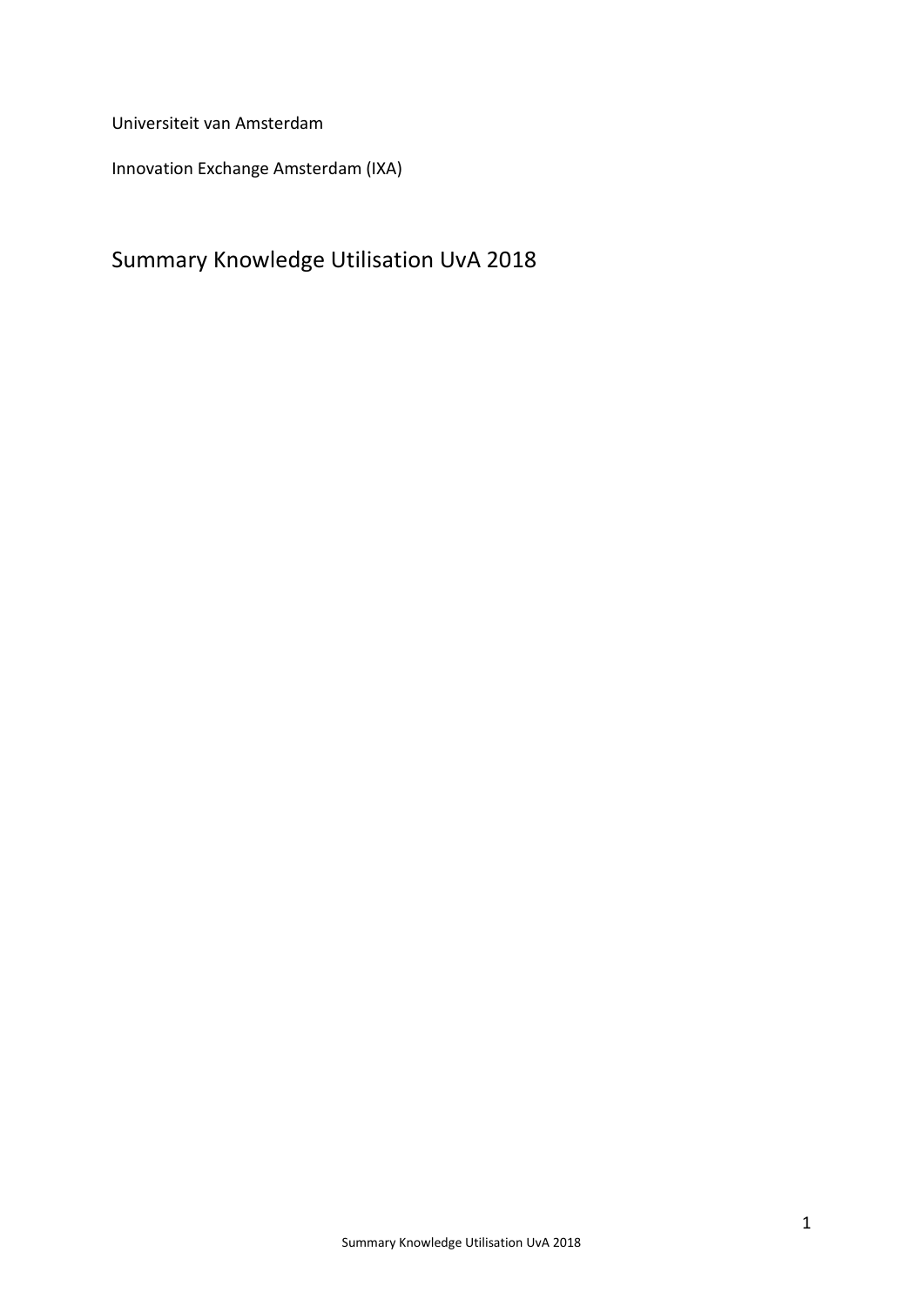Universiteit van Amsterdam

Innovation Exchange Amsterdam (IXA)

# Summary Knowledge Utilisation UvA 2018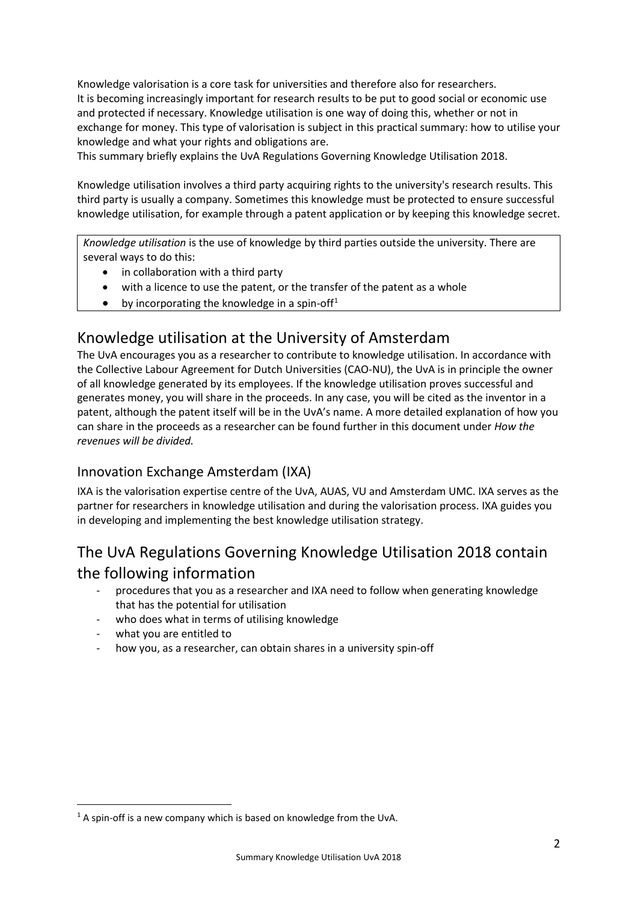Knowledge valorisation is a core task for universities and therefore also for researchers.
It is becoming increasingly important for research results to be put to good social or economic use and protected if necessary. Knowledge utilisation is one way of doing this, whether or not in exchange for money. This type of valorisation is subject in this practical summary: how to utilise your knowledge and what your rights and obligations are.
This summary briefly explains the UvA Regulations Governing Knowledge Utilisation 2018.

Knowledge utilisation involves a third party acquiring rights to the university's research results. This third party is usually a company. Sometimes this knowledge must be protected to ensure successful knowledge utilisation, for example through a patent application or by keeping this knowledge secret.

> *Knowledge utilisation* is the use of knowledge by third parties outside the university. There are several ways to do this:
>
> - in collaboration with a third party
> - with a licence to use the patent, or the transfer of the patent as a whole
> - by incorporating the knowledge in a spin-off[1]

## Knowledge utilisation at the University of Amsterdam

The UvA encourages you as a researcher to contribute to knowledge utilisation. In accordance with the Collective Labour Agreement for Dutch Universities (CAO-NU), the UvA is in principle the owner of all knowledge generated by its employees. If the knowledge utilisation proves successful and generates money, you will share in the proceeds. In any case, you will be cited as the inventor in a patent, although the patent itself will be in the UvA's name. A more detailed explanation of how you can share in the proceeds as a researcher can be found further in this document under *How the revenues will be divided.*

### Innovation Exchange Amsterdam (IXA)

IXA is the valorisation expertise centre of the UvA, AUAS, VU and Amsterdam UMC. IXA serves as the partner for researchers in knowledge utilisation and during the valorisation process. IXA guides you in developing and implementing the best knowledge utilisation strategy.

## The UvA Regulations Governing Knowledge Utilisation 2018 contain the following information

- procedures that you as a researcher and IXA need to follow when generating knowledge that has the potential for utilisation
- who does what in terms of utilising knowledge
- what you are entitled to
- how you, as a researcher, can obtain shares in a university spin-off

[1] A spin-off is a new company which is based on knowledge from the UvA.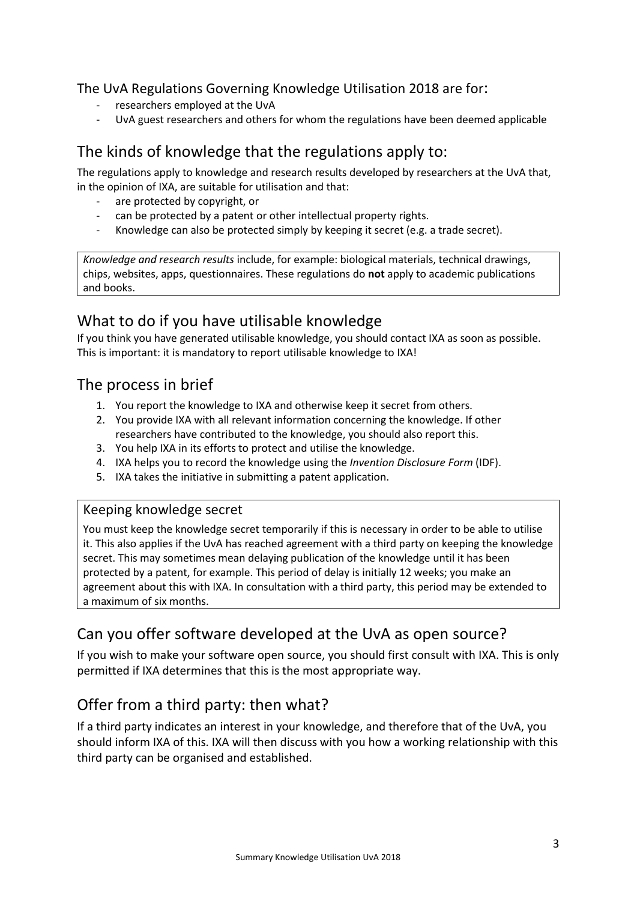### The UvA Regulations Governing Knowledge Utilisation 2018 are for:

- researchers employed at the UvA
- UvA guest researchers and others for whom the regulations have been deemed applicable

## The kinds of knowledge that the regulations apply to:

The regulations apply to knowledge and research results developed by researchers at the UvA that, in the opinion of IXA, are suitable for utilisation and that:

- are protected by copyright, or
- can be protected by a patent or other intellectual property rights.
- Knowledge can also be protected simply by keeping it secret (e.g. a trade secret).

*Knowledge and research results* include, for example: biological materials, technical drawings, chips, websites, apps, questionnaires. These regulations do **not** apply to academic publications and books.

## What to do if you have utilisable knowledge

If you think you have generated utilisable knowledge, you should contact IXA as soon as possible. This is important: it is mandatory to report utilisable knowledge to IXA!

## The process in brief

1. You report the knowledge to IXA and otherwise keep it secret from others.
2. You provide IXA with all relevant information concerning the knowledge. If other researchers have contributed to the knowledge, you should also report this.
3. You help IXA in its efforts to protect and utilise the knowledge.
4. IXA helps you to record the knowledge using the *Invention Disclosure Form* (IDF).
5. IXA takes the initiative in submitting a patent application.

### Keeping knowledge secret

You must keep the knowledge secret temporarily if this is necessary in order to be able to utilise it. This also applies if the UvA has reached agreement with a third party on keeping the knowledge secret. This may sometimes mean delaying publication of the knowledge until it has been protected by a patent, for example. This period of delay is initially 12 weeks; you make an agreement about this with IXA. In consultation with a third party, this period may be extended to a maximum of six months.

## Can you offer software developed at the UvA as open source?

If you wish to make your software open source, you should first consult with IXA. This is only permitted if IXA determines that this is the most appropriate way.

## Offer from a third party: then what?

If a third party indicates an interest in your knowledge, and therefore that of the UvA, you should inform IXA of this. IXA will then discuss with you how a working relationship with this third party can be organised and established.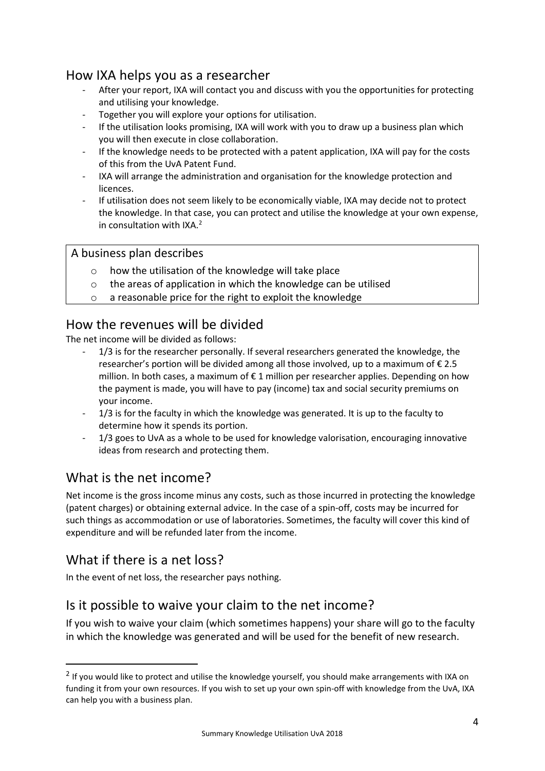## How IXA helps you as a researcher

- After your report, IXA will contact you and discuss with you the opportunities for protecting and utilising your knowledge.
- Together you will explore your options for utilisation.
- If the utilisation looks promising, IXA will work with you to draw up a business plan which you will then execute in close collaboration.
- If the knowledge needs to be protected with a patent application, IXA will pay for the costs of this from the UvA Patent Fund.
- IXA will arrange the administration and organisation for the knowledge protection and licences.
- If utilisation does not seem likely to be economically viable, IXA may decide not to protect the knowledge. In that case, you can protect and utilise the knowledge at your own expense, in consultation with IXA.[2]

> A business plan describes
>
> - how the utilisation of the knowledge will take place
> - the areas of application in which the knowledge can be utilised
> - a reasonable price for the right to exploit the knowledge

## How the revenues will be divided

The net income will be divided as follows:

- 1/3 is for the researcher personally. If several researchers generated the knowledge, the researcher's portion will be divided among all those involved, up to a maximum of € 2.5 million. In both cases, a maximum of € 1 million per researcher applies. Depending on how the payment is made, you will have to pay (income) tax and social security premiums on your income.
- 1/3 is for the faculty in which the knowledge was generated. It is up to the faculty to determine how it spends its portion.
- 1/3 goes to UvA as a whole to be used for knowledge valorisation, encouraging innovative ideas from research and protecting them.

## What is the net income?

Net income is the gross income minus any costs, such as those incurred in protecting the knowledge (patent charges) or obtaining external advice. In the case of a spin-off, costs may be incurred for such things as accommodation or use of laboratories. Sometimes, the faculty will cover this kind of expenditure and will be refunded later from the income.

## What if there is a net loss?

In the event of net loss, the researcher pays nothing.

## Is it possible to waive your claim to the net income?

If you wish to waive your claim (which sometimes happens) your share will go to the faculty in which the knowledge was generated and will be used for the benefit of new research.

---

[2] If you would like to protect and utilise the knowledge yourself, you should make arrangements with IXA on funding it from your own resources. If you wish to set up your own spin-off with knowledge from the UvA, IXA can help you with a business plan.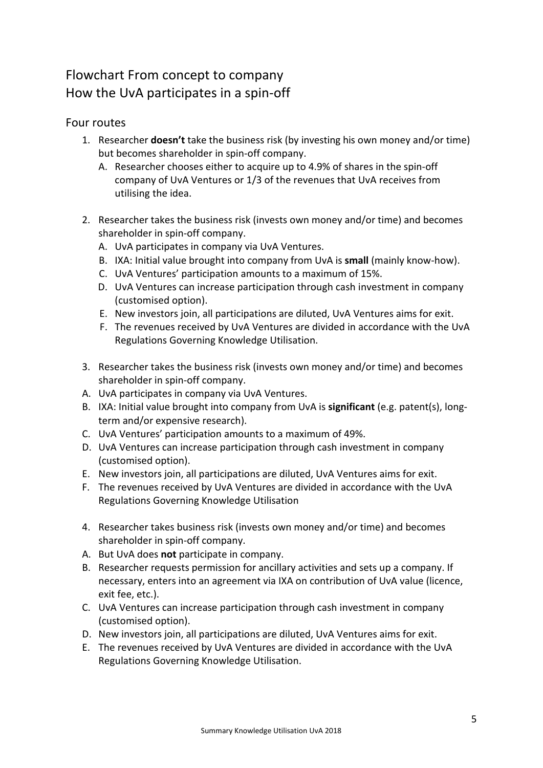## Flowchart From concept to company
## How the UvA participates in a spin-off

### Four routes

1. Researcher **doesn't** take the business risk (by investing his own money and/or time) but becomes shareholder in spin-off company.
   A. Researcher chooses either to acquire up to 4.9% of shares in the spin-off company of UvA Ventures or 1/3 of the revenues that UvA receives from utilising the idea.

2. Researcher takes the business risk (invests own money and/or time) and becomes shareholder in spin-off company.
   A. UvA participates in company via UvA Ventures.
   B. IXA: Initial value brought into company from UvA is **small** (mainly know-how).
   C. UvA Ventures' participation amounts to a maximum of 15%.
   D. UvA Ventures can increase participation through cash investment in company (customised option).
   E. New investors join, all participations are diluted, UvA Ventures aims for exit.
   F. The revenues received by UvA Ventures are divided in accordance with the UvA Regulations Governing Knowledge Utilisation.

3. Researcher takes the business risk (invests own money and/or time) and becomes shareholder in spin-off company.
   A. UvA participates in company via UvA Ventures.
   B. IXA: Initial value brought into company from UvA is **significant** (e.g. patent(s), long-term and/or expensive research).
   C. UvA Ventures' participation amounts to a maximum of 49%.
   D. UvA Ventures can increase participation through cash investment in company (customised option).
   E. New investors join, all participations are diluted, UvA Ventures aims for exit.
   F. The revenues received by UvA Ventures are divided in accordance with the UvA Regulations Governing Knowledge Utilisation

4. Researcher takes business risk (invests own money and/or time) and becomes shareholder in spin-off company.
   A. But UvA does **not** participate in company.
   B. Researcher requests permission for ancillary activities and sets up a company. If necessary, enters into an agreement via IXA on contribution of UvA value (licence, exit fee, etc.).
   C. UvA Ventures can increase participation through cash investment in company (customised option).
   D. New investors join, all participations are diluted, UvA Ventures aims for exit.
   E. The revenues received by UvA Ventures are divided in accordance with the UvA Regulations Governing Knowledge Utilisation.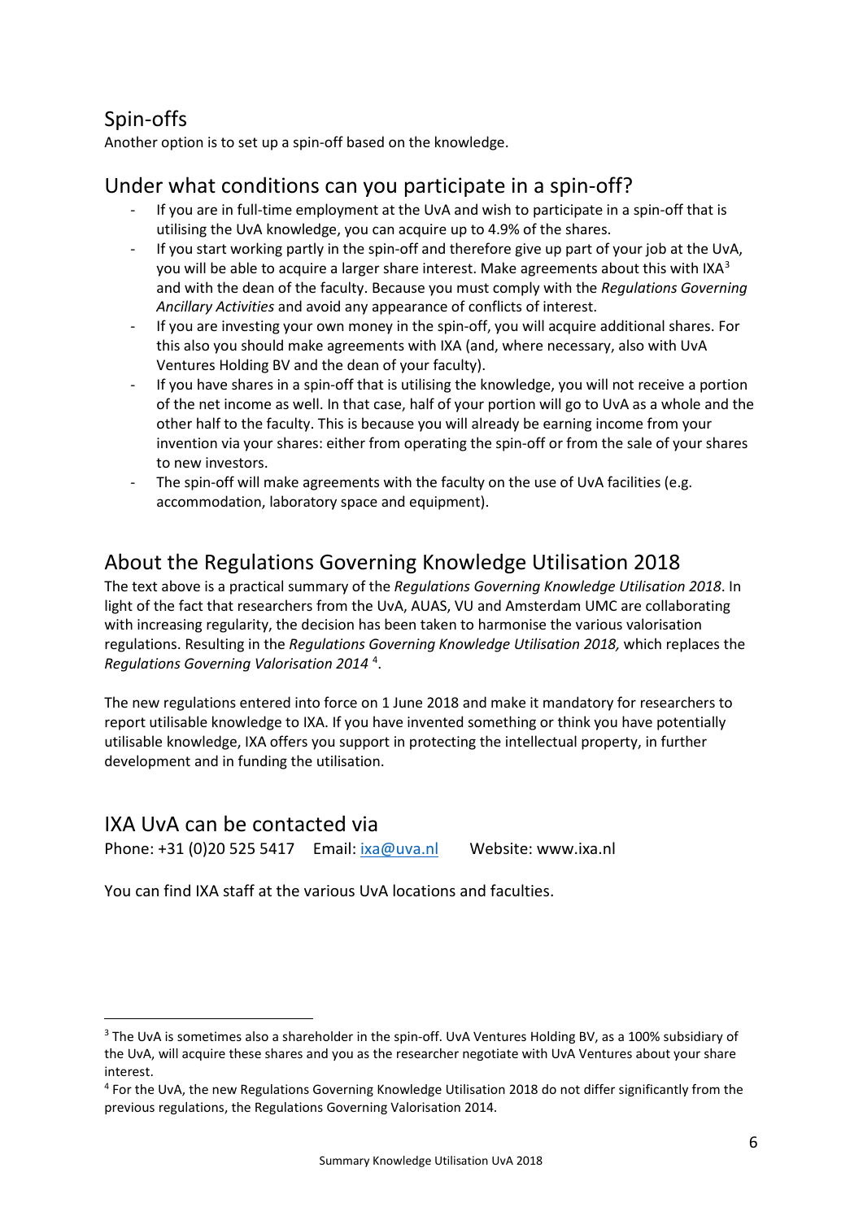## Spin-offs

Another option is to set up a spin-off based on the knowledge.

## Under what conditions can you participate in a spin-off?

- If you are in full-time employment at the UvA and wish to participate in a spin-off that is utilising the UvA knowledge, you can acquire up to 4.9% of the shares.
- If you start working partly in the spin-off and therefore give up part of your job at the UvA, you will be able to acquire a larger share interest. Make agreements about this with IXA[3] and with the dean of the faculty. Because you must comply with the *Regulations Governing Ancillary Activities* and avoid any appearance of conflicts of interest.
- If you are investing your own money in the spin-off, you will acquire additional shares. For this also you should make agreements with IXA (and, where necessary, also with UvA Ventures Holding BV and the dean of your faculty).
- If you have shares in a spin-off that is utilising the knowledge, you will not receive a portion of the net income as well. In that case, half of your portion will go to UvA as a whole and the other half to the faculty. This is because you will already be earning income from your invention via your shares: either from operating the spin-off or from the sale of your shares to new investors.
- The spin-off will make agreements with the faculty on the use of UvA facilities (e.g. accommodation, laboratory space and equipment).

## About the Regulations Governing Knowledge Utilisation 2018

The text above is a practical summary of the *Regulations Governing Knowledge Utilisation 2018*. In light of the fact that researchers from the UvA, AUAS, VU and Amsterdam UMC are collaborating with increasing regularity, the decision has been taken to harmonise the various valorisation regulations. Resulting in the *Regulations Governing Knowledge Utilisation 2018,* which replaces the *Regulations Governing Valorisation 2014* [4].

The new regulations entered into force on 1 June 2018 and make it mandatory for researchers to report utilisable knowledge to IXA. If you have invented something or think you have potentially utilisable knowledge, IXA offers you support in protecting the intellectual property, in further development and in funding the utilisation.

## IXA UvA can be contacted via

Phone: +31 (0)20 525 5417 Email: ixa@uva.nl Website: www.ixa.nl

You can find IXA staff at the various UvA locations and faculties.

---

[3] The UvA is sometimes also a shareholder in the spin-off. UvA Ventures Holding BV, as a 100% subsidiary of the UvA, will acquire these shares and you as the researcher negotiate with UvA Ventures about your share interest.

[4] For the UvA, the new Regulations Governing Knowledge Utilisation 2018 do not differ significantly from the previous regulations, the Regulations Governing Valorisation 2014.